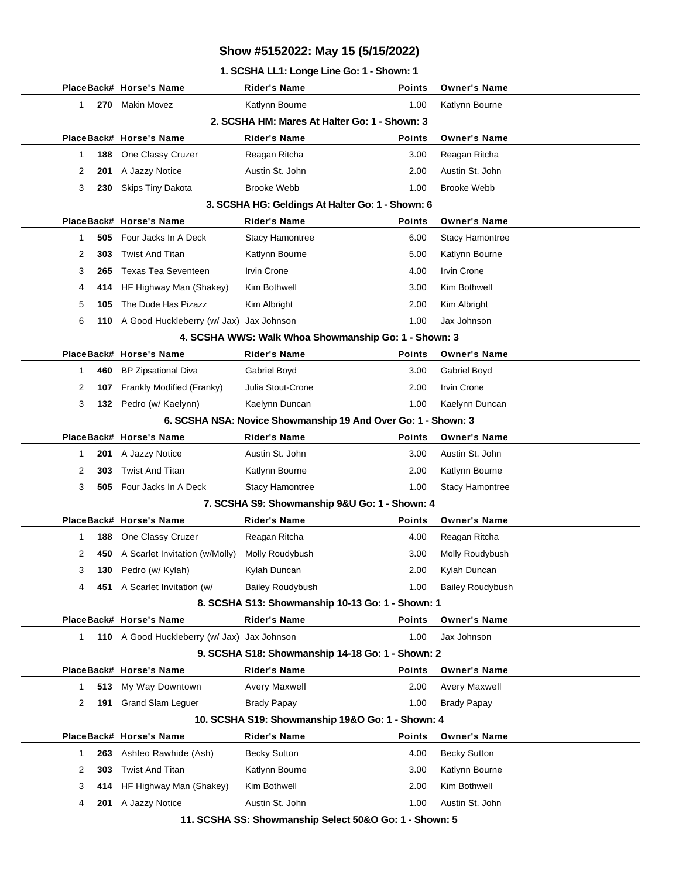# Show #5152022: May 15 (5/15/2022)

### 1. SCSHA LL1: Longe Line Go: 1 - Shown: 1

| Place | Back# | Horse's Name | Rider's Name | Points | Owner's Name |
|---|---|---|---|---|---|
| 1 | **270** | Makin Movez | Katlynn Bourne | 1.00 | Katlynn Bourne |

### 2. SCSHA HM: Mares At Halter Go: 1 - Shown: 3

| Place | Back# | Horse's Name | Rider's Name | Points | Owner's Name |
|---|---|---|---|---|---|
| 1 | **188** | One Classy Cruzer | Reagan Ritcha | 3.00 | Reagan Ritcha |
| 2 | **201** | A Jazzy Notice | Austin St. John | 2.00 | Austin St. John |
| 3 | **230** | Skips Tiny Dakota | Brooke Webb | 1.00 | Brooke Webb |

### 3. SCSHA HG: Geldings At Halter Go: 1 - Shown: 6

| Place | Back# | Horse's Name | Rider's Name | Points | Owner's Name |
|---|---|---|---|---|---|
| 1 | **505** | Four Jacks In A Deck | Stacy Hamontree | 6.00 | Stacy Hamontree |
| 2 | **303** | Twist And Titan | Katlynn Bourne | 5.00 | Katlynn Bourne |
| 3 | **265** | Texas Tea Seventeen | Irvin Crone | 4.00 | Irvin Crone |
| 4 | **414** | HF Highway Man (Shakey) | Kim Bothwell | 3.00 | Kim Bothwell |
| 5 | **105** | The Dude Has Pizazz | Kim Albright | 2.00 | Kim Albright |
| 6 | **110** | A Good Huckleberry (w/ Jax) | Jax Johnson | 1.00 | Jax Johnson |

### 4. SCSHA WWS: Walk Whoa Showmanship Go: 1 - Shown: 3

| Place | Back# | Horse's Name | Rider's Name | Points | Owner's Name |
|---|---|---|---|---|---|
| 1 | **460** | BP Zipsational Diva | Gabriel Boyd | 3.00 | Gabriel Boyd |
| 2 | **107** | Frankly Modified (Franky) | Julia Stout-Crone | 2.00 | Irvin Crone |
| 3 | **132** | Pedro (w/ Kaelynn) | Kaelynn Duncan | 1.00 | Kaelynn Duncan |

### 6. SCSHA NSA: Novice Showmanship 19 And Over Go: 1 - Shown: 3

| Place | Back# | Horse's Name | Rider's Name | Points | Owner's Name |
|---|---|---|---|---|---|
| 1 | **201** | A Jazzy Notice | Austin St. John | 3.00 | Austin St. John |
| 2 | **303** | Twist And Titan | Katlynn Bourne | 2.00 | Katlynn Bourne |
| 3 | **505** | Four Jacks In A Deck | Stacy Hamontree | 1.00 | Stacy Hamontree |

### 7. SCSHA S9: Showmanship 9&U Go: 1 - Shown: 4

| Place | Back# | Horse's Name | Rider's Name | Points | Owner's Name |
|---|---|---|---|---|---|
| 1 | **188** | One Classy Cruzer | Reagan Ritcha | 4.00 | Reagan Ritcha |
| 2 | **450** | A Scarlet Invitation (w/Molly) | Molly Roudybush | 3.00 | Molly Roudybush |
| 3 | **130** | Pedro (w/ Kylah) | Kylah Duncan | 2.00 | Kylah Duncan |
| 4 | **451** | A Scarlet Invitation (w/ | Bailey Roudybush | 1.00 | Bailey Roudybush |

### 8. SCSHA S13: Showmanship 10-13 Go: 1 - Shown: 1

| Place | Back# | Horse's Name | Rider's Name | Points | Owner's Name |
|---|---|---|---|---|---|
| 1 | **110** | A Good Huckleberry (w/ Jax) | Jax Johnson | 1.00 | Jax Johnson |

### 9. SCSHA S18: Showmanship 14-18 Go: 1 - Shown: 2

| Place | Back# | Horse's Name | Rider's Name | Points | Owner's Name |
|---|---|---|---|---|---|
| 1 | **513** | My Way Downtown | Avery Maxwell | 2.00 | Avery Maxwell |
| 2 | **191** | Grand Slam Leguer | Brady Papay | 1.00 | Brady Papay |

### 10. SCSHA S19: Showmanship 19&O Go: 1 - Shown: 4

| Place | Back# | Horse's Name | Rider's Name | Points | Owner's Name |
|---|---|---|---|---|---|
| 1 | **263** | Ashleo Rawhide (Ash) | Becky Sutton | 4.00 | Becky Sutton |
| 2 | **303** | Twist And Titan | Katlynn Bourne | 3.00 | Katlynn Bourne |
| 3 | **414** | HF Highway Man (Shakey) | Kim Bothwell | 2.00 | Kim Bothwell |
| 4 | **201** | A Jazzy Notice | Austin St. John | 1.00 | Austin St. John |

### 11. SCSHA SS: Showmanship Select 50&O Go: 1 - Shown: 5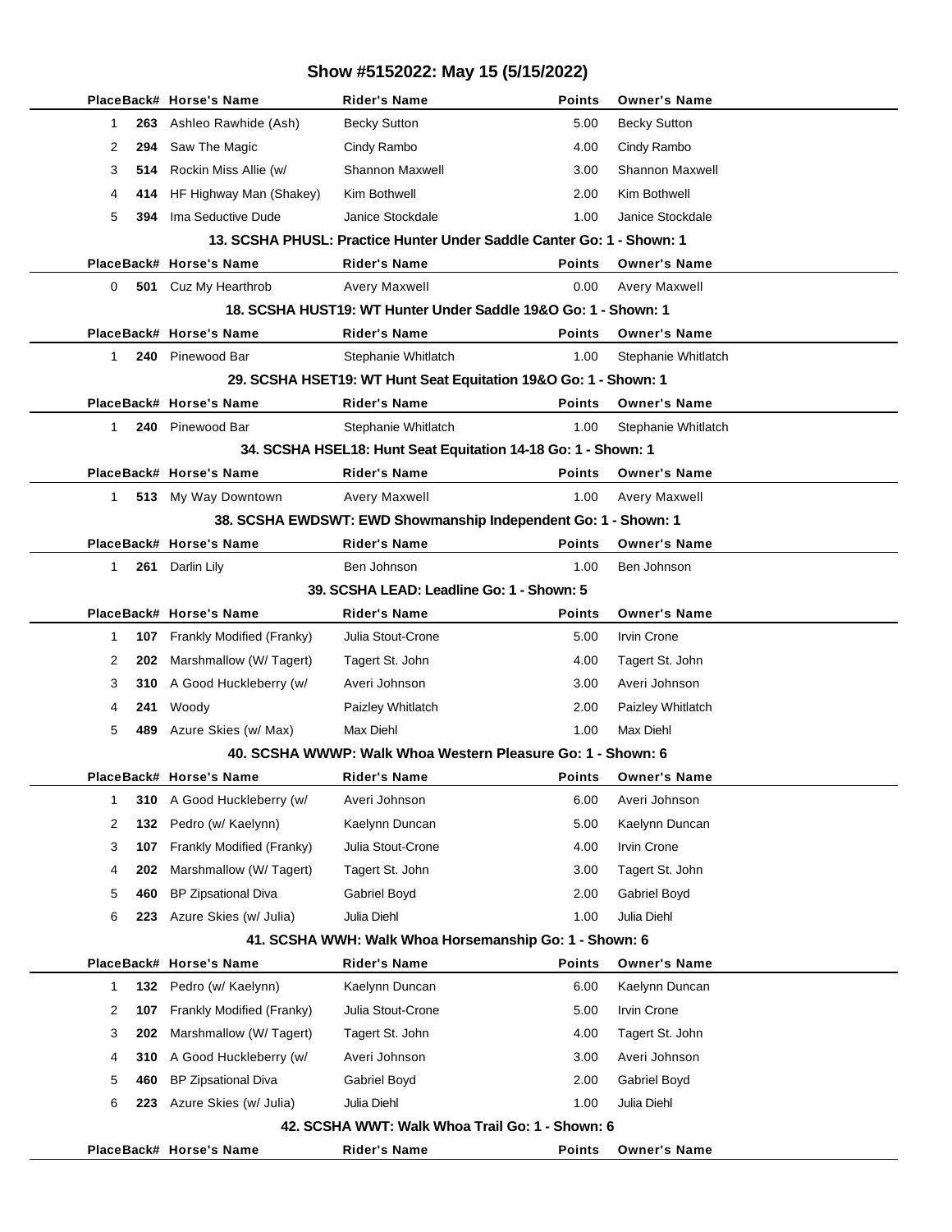# Show #5152022: May 15 (5/15/2022)

| Place | Back# | Horse's Name | Rider's Name | Points | Owner's Name |
|---|---|---|---|---|---|
| 1 | 263 | Ashleo Rawhide (Ash) | Becky Sutton | 5.00 | Becky Sutton |
| 2 | 294 | Saw The Magic | Cindy Rambo | 4.00 | Cindy Rambo |
| 3 | 514 | Rockin Miss Allie (w/ | Shannon Maxwell | 3.00 | Shannon Maxwell |
| 4 | 414 | HF Highway Man (Shakey) | Kim Bothwell | 2.00 | Kim Bothwell |
| 5 | 394 | Ima Seductive Dude | Janice Stockdale | 1.00 | Janice Stockdale |

### 13. SCSHA PHUSL: Practice Hunter Under Saddle Canter Go: 1 - Shown: 1

| Place | Back# | Horse's Name | Rider's Name | Points | Owner's Name |
|---|---|---|---|---|---|
| 0 | 501 | Cuz My Hearthrob | Avery Maxwell | 0.00 | Avery Maxwell |

### 18. SCSHA HUST19: WT Hunter Under Saddle 19&O Go: 1 - Shown: 1

| Place | Back# | Horse's Name | Rider's Name | Points | Owner's Name |
|---|---|---|---|---|---|
| 1 | 240 | Pinewood Bar | Stephanie Whitlatch | 1.00 | Stephanie Whitlatch |

### 29. SCSHA HSET19: WT Hunt Seat Equitation 19&O Go: 1 - Shown: 1

| Place | Back# | Horse's Name | Rider's Name | Points | Owner's Name |
|---|---|---|---|---|---|
| 1 | 240 | Pinewood Bar | Stephanie Whitlatch | 1.00 | Stephanie Whitlatch |

### 34. SCSHA HSEL18: Hunt Seat Equitation 14-18 Go: 1 - Shown: 1

| Place | Back# | Horse's Name | Rider's Name | Points | Owner's Name |
|---|---|---|---|---|---|
| 1 | 513 | My Way Downtown | Avery Maxwell | 1.00 | Avery Maxwell |

### 38. SCSHA EWDSWT: EWD Showmanship Independent Go: 1 - Shown: 1

| Place | Back# | Horse's Name | Rider's Name | Points | Owner's Name |
|---|---|---|---|---|---|
| 1 | 261 | Darlin Lily | Ben Johnson | 1.00 | Ben Johnson |

### 39. SCSHA LEAD: Leadline Go: 1 - Shown: 5

| Place | Back# | Horse's Name | Rider's Name | Points | Owner's Name |
|---|---|---|---|---|---|
| 1 | 107 | Frankly Modified (Franky) | Julia Stout-Crone | 5.00 | Irvin Crone |
| 2 | 202 | Marshmallow (W/ Tagert) | Tagert St. John | 4.00 | Tagert St. John |
| 3 | 310 | A Good Huckleberry (w/ | Averi Johnson | 3.00 | Averi Johnson |
| 4 | 241 | Woody | Paizley Whitlatch | 2.00 | Paizley Whitlatch |
| 5 | 489 | Azure Skies (w/ Max) | Max Diehl | 1.00 | Max Diehl |

### 40. SCSHA WWWP: Walk Whoa Western Pleasure Go: 1 - Shown: 6

| Place | Back# | Horse's Name | Rider's Name | Points | Owner's Name |
|---|---|---|---|---|---|
| 1 | 310 | A Good Huckleberry (w/ | Averi Johnson | 6.00 | Averi Johnson |
| 2 | 132 | Pedro (w/ Kaelynn) | Kaelynn Duncan | 5.00 | Kaelynn Duncan |
| 3 | 107 | Frankly Modified (Franky) | Julia Stout-Crone | 4.00 | Irvin Crone |
| 4 | 202 | Marshmallow (W/ Tagert) | Tagert St. John | 3.00 | Tagert St. John |
| 5 | 460 | BP Zipsational Diva | Gabriel Boyd | 2.00 | Gabriel Boyd |
| 6 | 223 | Azure Skies (w/ Julia) | Julia Diehl | 1.00 | Julia Diehl |

### 41. SCSHA WWH: Walk Whoa Horsemanship Go: 1 - Shown: 6

| Place | Back# | Horse's Name | Rider's Name | Points | Owner's Name |
|---|---|---|---|---|---|
| 1 | 132 | Pedro (w/ Kaelynn) | Kaelynn Duncan | 6.00 | Kaelynn Duncan |
| 2 | 107 | Frankly Modified (Franky) | Julia Stout-Crone | 5.00 | Irvin Crone |
| 3 | 202 | Marshmallow (W/ Tagert) | Tagert St. John | 4.00 | Tagert St. John |
| 4 | 310 | A Good Huckleberry (w/ | Averi Johnson | 3.00 | Averi Johnson |
| 5 | 460 | BP Zipsational Diva | Gabriel Boyd | 2.00 | Gabriel Boyd |
| 6 | 223 | Azure Skies (w/ Julia) | Julia Diehl | 1.00 | Julia Diehl |

### 42. SCSHA WWT: Walk Whoa Trail Go: 1 - Shown: 6

| Place | Back# | Horse's Name | Rider's Name | Points | Owner's Name |
|---|---|---|---|---|---|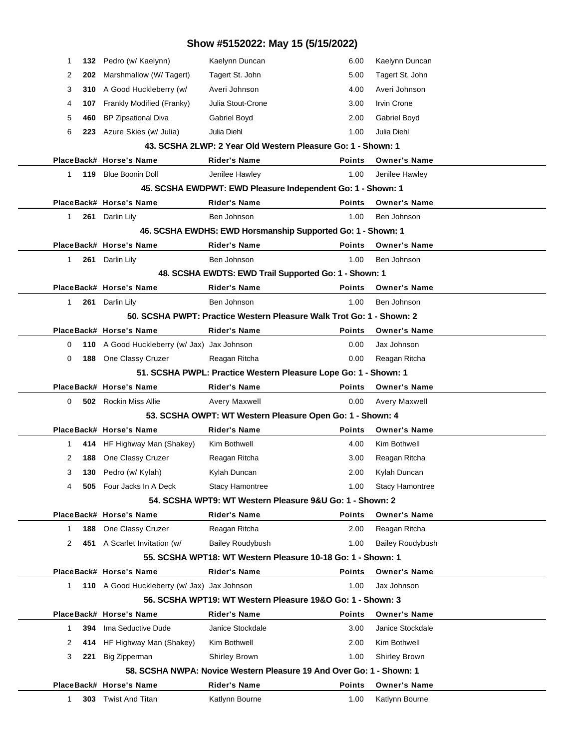# Show #5152022: May 15 (5/15/2022)

| Place | Back# | Horse's Name | Rider's Name | Points | Owner's Name |
|---|---|---|---|---|---|
| 1 | 132 | Pedro (w/ Kaelynn) | Kaelynn Duncan | 6.00 | Kaelynn Duncan |
| 2 | 202 | Marshmallow (W/ Tagert) | Tagert St. John | 5.00 | Tagert St. John |
| 3 | 310 | A Good Huckleberry (w/ | Averi Johnson | 4.00 | Averi Johnson |
| 4 | 107 | Frankly Modified (Franky) | Julia Stout-Crone | 3.00 | Irvin Crone |
| 5 | 460 | BP Zipsational Diva | Gabriel Boyd | 2.00 | Gabriel Boyd |
| 6 | 223 | Azure Skies (w/ Julia) | Julia Diehl | 1.00 | Julia Diehl |

### 43. SCSHA 2LWP: 2 Year Old Western Pleasure Go: 1 - Shown: 1

| Place | Back# | Horse's Name | Rider's Name | Points | Owner's Name |
|---|---|---|---|---|---|
| 1 | 119 | Blue Boonin Doll | Jenilee Hawley | 1.00 | Jenilee Hawley |

### 45. SCSHA EWDPWT: EWD Pleasure Independent Go: 1 - Shown: 1

| Place | Back# | Horse's Name | Rider's Name | Points | Owner's Name |
|---|---|---|---|---|---|
| 1 | 261 | Darlin Lily | Ben Johnson | 1.00 | Ben Johnson |

### 46. SCSHA EWDHS: EWD Horsmanship Supported Go: 1 - Shown: 1

| Place | Back# | Horse's Name | Rider's Name | Points | Owner's Name |
|---|---|---|---|---|---|
| 1 | 261 | Darlin Lily | Ben Johnson | 1.00 | Ben Johnson |

### 48. SCSHA EWDTS: EWD Trail Supported Go: 1 - Shown: 1

| Place | Back# | Horse's Name | Rider's Name | Points | Owner's Name |
|---|---|---|---|---|---|
| 1 | 261 | Darlin Lily | Ben Johnson | 1.00 | Ben Johnson |

### 50. SCSHA PWPT: Practice Western Pleasure Walk Trot Go: 1 - Shown: 2

| Place | Back# | Horse's Name | Rider's Name | Points | Owner's Name |
|---|---|---|---|---|---|
| 0 | 110 | A Good Huckleberry (w/ Jax) | Jax Johnson | 0.00 | Jax Johnson |
| 0 | 188 | One Classy Cruzer | Reagan Ritcha | 0.00 | Reagan Ritcha |

### 51. SCSHA PWPL: Practice Western Pleasure Lope Go: 1 - Shown: 1

| Place | Back# | Horse's Name | Rider's Name | Points | Owner's Name |
|---|---|---|---|---|---|
| 0 | 502 | Rockin Miss Allie | Avery Maxwell | 0.00 | Avery Maxwell |

### 53. SCSHA OWPT: WT Western Pleasure Open Go: 1 - Shown: 4

| Place | Back# | Horse's Name | Rider's Name | Points | Owner's Name |
|---|---|---|---|---|---|
| 1 | 414 | HF Highway Man (Shakey) | Kim Bothwell | 4.00 | Kim Bothwell |
| 2 | 188 | One Classy Cruzer | Reagan Ritcha | 3.00 | Reagan Ritcha |
| 3 | 130 | Pedro (w/ Kylah) | Kylah Duncan | 2.00 | Kylah Duncan |
| 4 | 505 | Four Jacks In A Deck | Stacy Hamontree | 1.00 | Stacy Hamontree |

### 54. SCSHA WPT9: WT Western Pleasure 9&U Go: 1 - Shown: 2

| Place | Back# | Horse's Name | Rider's Name | Points | Owner's Name |
|---|---|---|---|---|---|
| 1 | 188 | One Classy Cruzer | Reagan Ritcha | 2.00 | Reagan Ritcha |
| 2 | 451 | A Scarlet Invitation (w/ | Bailey Roudybush | 1.00 | Bailey Roudybush |

### 55. SCSHA WPT18: WT Western Pleasure 10-18 Go: 1 - Shown: 1

| Place | Back# | Horse's Name | Rider's Name | Points | Owner's Name |
|---|---|---|---|---|---|
| 1 | 110 | A Good Huckleberry (w/ Jax) | Jax Johnson | 1.00 | Jax Johnson |

### 56. SCSHA WPT19: WT Western Pleasure 19&O Go: 1 - Shown: 3

| Place | Back# | Horse's Name | Rider's Name | Points | Owner's Name |
|---|---|---|---|---|---|
| 1 | 394 | Ima Seductive Dude | Janice Stockdale | 3.00 | Janice Stockdale |
| 2 | 414 | HF Highway Man (Shakey) | Kim Bothwell | 2.00 | Kim Bothwell |
| 3 | 221 | Big Zipperman | Shirley Brown | 1.00 | Shirley Brown |

### 58. SCSHA NWPA: Novice Western Pleasure 19 And Over Go: 1 - Shown: 1

| Place | Back# | Horse's Name | Rider's Name | Points | Owner's Name |
|---|---|---|---|---|---|
| 1 | 303 | Twist And Titan | Katlynn Bourne | 1.00 | Katlynn Bourne |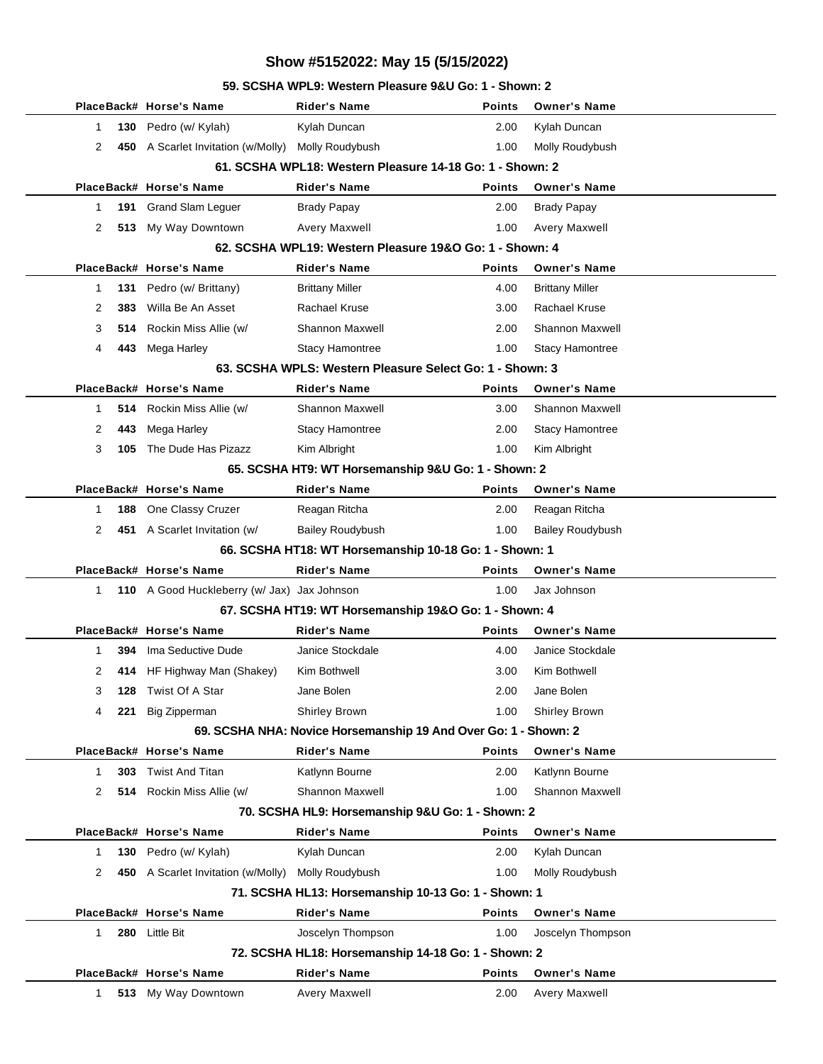# Show #5152022: May 15 (5/15/2022)

### 59. SCSHA WPL9: Western Pleasure 9&U Go: 1 - Shown: 2

| Place | Back# | Horse's Name | Rider's Name | Points | Owner's Name |
|---|---|---|---|---|---|
| 1 | 130 | Pedro (w/ Kylah) | Kylah Duncan | 2.00 | Kylah Duncan |
| 2 | 450 | A Scarlet Invitation (w/Molly) | Molly Roudybush | 1.00 | Molly Roudybush |

### 61. SCSHA WPL18: Western Pleasure 14-18 Go: 1 - Shown: 2

| Place | Back# | Horse's Name | Rider's Name | Points | Owner's Name |
|---|---|---|---|---|---|
| 1 | 191 | Grand Slam Leguer | Brady Papay | 2.00 | Brady Papay |
| 2 | 513 | My Way Downtown | Avery Maxwell | 1.00 | Avery Maxwell |

### 62. SCSHA WPL19: Western Pleasure 19&O Go: 1 - Shown: 4

| Place | Back# | Horse's Name | Rider's Name | Points | Owner's Name |
|---|---|---|---|---|---|
| 1 | 131 | Pedro (w/ Brittany) | Brittany Miller | 4.00 | Brittany Miller |
| 2 | 383 | Willa Be An Asset | Rachael Kruse | 3.00 | Rachael Kruse |
| 3 | 514 | Rockin Miss Allie (w/ | Shannon Maxwell | 2.00 | Shannon Maxwell |
| 4 | 443 | Mega Harley | Stacy Hamontree | 1.00 | Stacy Hamontree |

### 63. SCSHA WPLS: Western Pleasure Select Go: 1 - Shown: 3

| Place | Back# | Horse's Name | Rider's Name | Points | Owner's Name |
|---|---|---|---|---|---|
| 1 | 514 | Rockin Miss Allie (w/ | Shannon Maxwell | 3.00 | Shannon Maxwell |
| 2 | 443 | Mega Harley | Stacy Hamontree | 2.00 | Stacy Hamontree |
| 3 | 105 | The Dude Has Pizazz | Kim Albright | 1.00 | Kim Albright |

### 65. SCSHA HT9: WT Horsemanship 9&U Go: 1 - Shown: 2

| Place | Back# | Horse's Name | Rider's Name | Points | Owner's Name |
|---|---|---|---|---|---|
| 1 | 188 | One Classy Cruzer | Reagan Ritcha | 2.00 | Reagan Ritcha |
| 2 | 451 | A Scarlet Invitation (w/ | Bailey Roudybush | 1.00 | Bailey Roudybush |

### 66. SCSHA HT18: WT Horsemanship 10-18 Go: 1 - Shown: 1

| Place | Back# | Horse's Name | Rider's Name | Points | Owner's Name |
|---|---|---|---|---|---|
| 1 | 110 | A Good Huckleberry (w/ Jax) | Jax Johnson | 1.00 | Jax Johnson |

### 67. SCSHA HT19: WT Horsemanship 19&O Go: 1 - Shown: 4

| Place | Back# | Horse's Name | Rider's Name | Points | Owner's Name |
|---|---|---|---|---|---|
| 1 | 394 | Ima Seductive Dude | Janice Stockdale | 4.00 | Janice Stockdale |
| 2 | 414 | HF Highway Man (Shakey) | Kim Bothwell | 3.00 | Kim Bothwell |
| 3 | 128 | Twist Of A Star | Jane Bolen | 2.00 | Jane Bolen |
| 4 | 221 | Big Zipperman | Shirley Brown | 1.00 | Shirley Brown |

### 69. SCSHA NHA: Novice Horsemanship 19 And Over Go: 1 - Shown: 2

| Place | Back# | Horse's Name | Rider's Name | Points | Owner's Name |
|---|---|---|---|---|---|
| 1 | 303 | Twist And Titan | Katlynn Bourne | 2.00 | Katlynn Bourne |
| 2 | 514 | Rockin Miss Allie (w/ | Shannon Maxwell | 1.00 | Shannon Maxwell |

### 70. SCSHA HL9: Horsemanship 9&U Go: 1 - Shown: 2

| Place | Back# | Horse's Name | Rider's Name | Points | Owner's Name |
|---|---|---|---|---|---|
| 1 | 130 | Pedro (w/ Kylah) | Kylah Duncan | 2.00 | Kylah Duncan |
| 2 | 450 | A Scarlet Invitation (w/Molly) | Molly Roudybush | 1.00 | Molly Roudybush |

### 71. SCSHA HL13: Horsemanship 10-13 Go: 1 - Shown: 1

| Place | Back# | Horse's Name | Rider's Name | Points | Owner's Name |
|---|---|---|---|---|---|
| 1 | 280 | Little Bit | Joscelyn Thompson | 1.00 | Joscelyn Thompson |

### 72. SCSHA HL18: Horsemanship 14-18 Go: 1 - Shown: 2

| Place | Back# | Horse's Name | Rider's Name | Points | Owner's Name |
|---|---|---|---|---|---|
| 1 | 513 | My Way Downtown | Avery Maxwell | 2.00 | Avery Maxwell |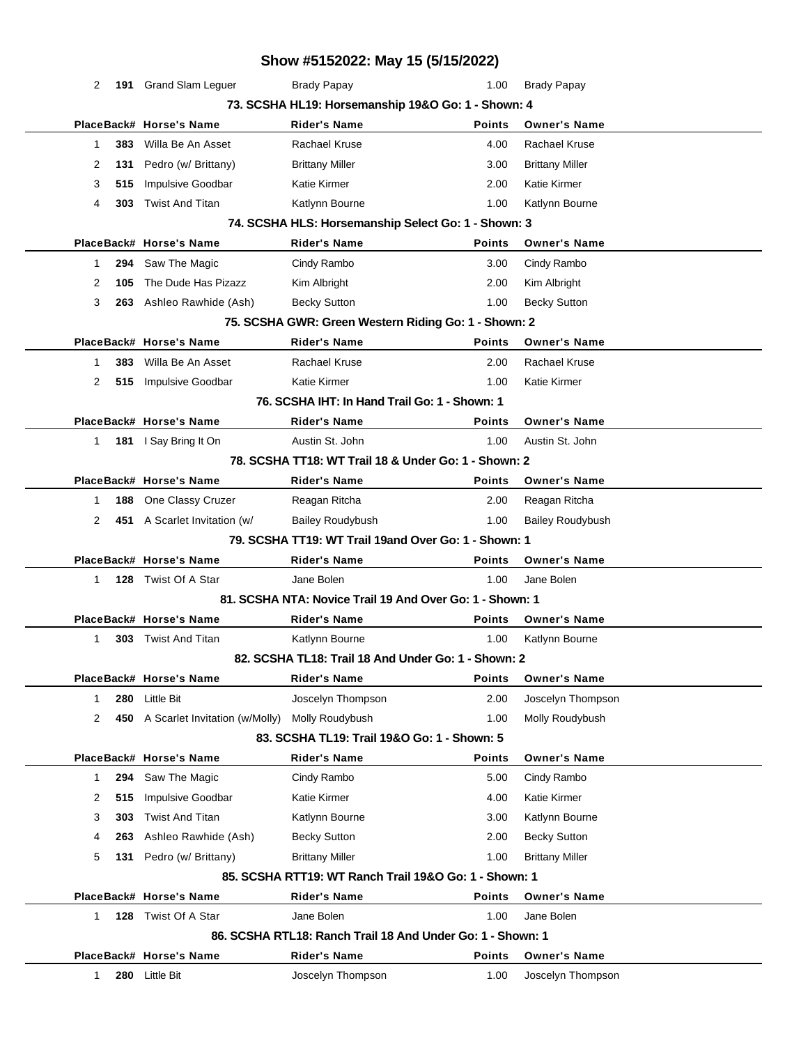# Show #5152022: May 15 (5/15/2022)

| Place | Back# | Horse's Name | Rider's Name | Points | Owner's Name |
|---|---|---|---|---|---|
| 2 | **191** | Grand Slam Leguer | Brady Papay | 1.00 | Brady Papay |

### 73. SCSHA HL19: Horsemanship 19&O Go: 1 - Shown: 4

| Place | Back# | Horse's Name | Rider's Name | Points | Owner's Name |
|---|---|---|---|---|---|
| 1 | **383** | Willa Be An Asset | Rachael Kruse | 4.00 | Rachael Kruse |
| 2 | **131** | Pedro (w/ Brittany) | Brittany Miller | 3.00 | Brittany Miller |
| 3 | **515** | Impulsive Goodbar | Katie Kirmer | 2.00 | Katie Kirmer |
| 4 | **303** | Twist And Titan | Katlynn Bourne | 1.00 | Katlynn Bourne |

### 74. SCSHA HLS: Horsemanship Select Go: 1 - Shown: 3

| Place | Back# | Horse's Name | Rider's Name | Points | Owner's Name |
|---|---|---|---|---|---|
| 1 | **294** | Saw The Magic | Cindy Rambo | 3.00 | Cindy Rambo |
| 2 | **105** | The Dude Has Pizazz | Kim Albright | 2.00 | Kim Albright |
| 3 | **263** | Ashleo Rawhide (Ash) | Becky Sutton | 1.00 | Becky Sutton |

### 75. SCSHA GWR: Green Western Riding Go: 1 - Shown: 2

| Place | Back# | Horse's Name | Rider's Name | Points | Owner's Name |
|---|---|---|---|---|---|
| 1 | **383** | Willa Be An Asset | Rachael Kruse | 2.00 | Rachael Kruse |
| 2 | **515** | Impulsive Goodbar | Katie Kirmer | 1.00 | Katie Kirmer |

### 76. SCSHA IHT: In Hand Trail Go: 1 - Shown: 1

| Place | Back# | Horse's Name | Rider's Name | Points | Owner's Name |
|---|---|---|---|---|---|
| 1 | **181** | I Say Bring It On | Austin St. John | 1.00 | Austin St. John |

### 78. SCSHA TT18: WT Trail 18 & Under Go: 1 - Shown: 2

| Place | Back# | Horse's Name | Rider's Name | Points | Owner's Name |
|---|---|---|---|---|---|
| 1 | **188** | One Classy Cruzer | Reagan Ritcha | 2.00 | Reagan Ritcha |
| 2 | **451** | A Scarlet Invitation (w/ | Bailey Roudybush | 1.00 | Bailey Roudybush |

### 79. SCSHA TT19: WT Trail 19and Over Go: 1 - Shown: 1

| Place | Back# | Horse's Name | Rider's Name | Points | Owner's Name |
|---|---|---|---|---|---|
| 1 | **128** | Twist Of A Star | Jane Bolen | 1.00 | Jane Bolen |

### 81. SCSHA NTA: Novice Trail 19 And Over Go: 1 - Shown: 1

| Place | Back# | Horse's Name | Rider's Name | Points | Owner's Name |
|---|---|---|---|---|---|
| 1 | **303** | Twist And Titan | Katlynn Bourne | 1.00 | Katlynn Bourne |

### 82. SCSHA TL18: Trail 18 And Under Go: 1 - Shown: 2

| Place | Back# | Horse's Name | Rider's Name | Points | Owner's Name |
|---|---|---|---|---|---|
| 1 | **280** | Little Bit | Joscelyn Thompson | 2.00 | Joscelyn Thompson |
| 2 | **450** | A Scarlet Invitation (w/Molly) | Molly Roudybush | 1.00 | Molly Roudybush |

### 83. SCSHA TL19: Trail 19&O Go: 1 - Shown: 5

| Place | Back# | Horse's Name | Rider's Name | Points | Owner's Name |
|---|---|---|---|---|---|
| 1 | **294** | Saw The Magic | Cindy Rambo | 5.00 | Cindy Rambo |
| 2 | **515** | Impulsive Goodbar | Katie Kirmer | 4.00 | Katie Kirmer |
| 3 | **303** | Twist And Titan | Katlynn Bourne | 3.00 | Katlynn Bourne |
| 4 | **263** | Ashleo Rawhide (Ash) | Becky Sutton | 2.00 | Becky Sutton |
| 5 | **131** | Pedro (w/ Brittany) | Brittany Miller | 1.00 | Brittany Miller |

### 85. SCSHA RTT19: WT Ranch Trail 19&O Go: 1 - Shown: 1

| Place | Back# | Horse's Name | Rider's Name | Points | Owner's Name |
|---|---|---|---|---|---|
| 1 | **128** | Twist Of A Star | Jane Bolen | 1.00 | Jane Bolen |

### 86. SCSHA RTL18: Ranch Trail 18 And Under Go: 1 - Shown: 1

| Place | Back# | Horse's Name | Rider's Name | Points | Owner's Name |
|---|---|---|---|---|---|
| 1 | **280** | Little Bit | Joscelyn Thompson | 1.00 | Joscelyn Thompson |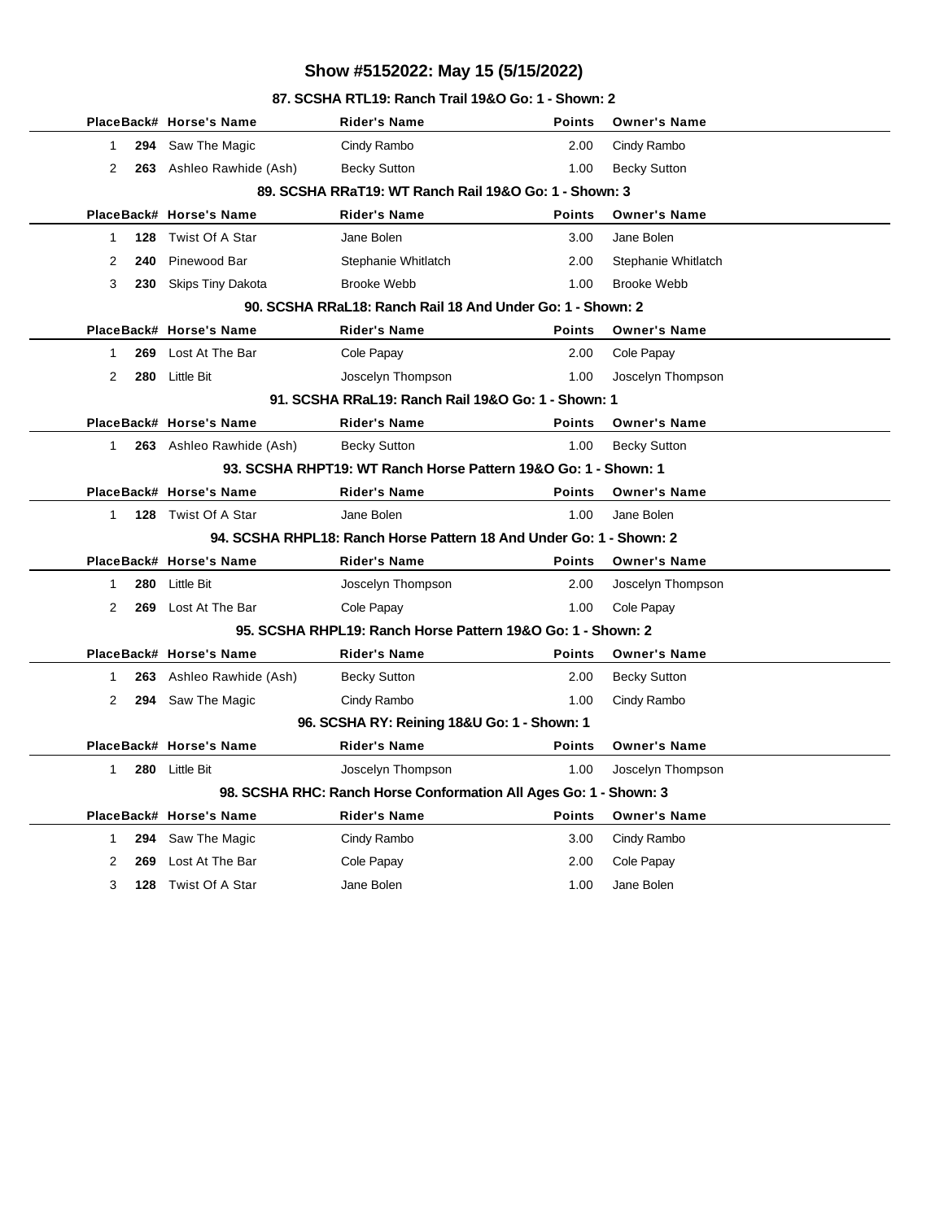# Show #5152022: May 15 (5/15/2022)

### 87. SCSHA RTL19: Ranch Trail 19&O Go: 1 - Shown: 2

| Place | Back# | Horse's Name | Rider's Name | Points | Owner's Name |
|---|---|---|---|---|---|
| 1 | **294** | Saw The Magic | Cindy Rambo | 2.00 | Cindy Rambo |
| 2 | **263** | Ashleo Rawhide (Ash) | Becky Sutton | 1.00 | Becky Sutton |

### 89. SCSHA RRaT19: WT Ranch Rail 19&O Go: 1 - Shown: 3

| Place | Back# | Horse's Name | Rider's Name | Points | Owner's Name |
|---|---|---|---|---|---|
| 1 | **128** | Twist Of A Star | Jane Bolen | 3.00 | Jane Bolen |
| 2 | **240** | Pinewood Bar | Stephanie Whitlatch | 2.00 | Stephanie Whitlatch |
| 3 | **230** | Skips Tiny Dakota | Brooke Webb | 1.00 | Brooke Webb |

### 90. SCSHA RRaL18: Ranch Rail 18 And Under Go: 1 - Shown: 2

| Place | Back# | Horse's Name | Rider's Name | Points | Owner's Name |
|---|---|---|---|---|---|
| 1 | **269** | Lost At The Bar | Cole Papay | 2.00 | Cole Papay |
| 2 | **280** | Little Bit | Joscelyn Thompson | 1.00 | Joscelyn Thompson |

### 91. SCSHA RRaL19: Ranch Rail 19&O Go: 1 - Shown: 1

| Place | Back# | Horse's Name | Rider's Name | Points | Owner's Name |
|---|---|---|---|---|---|
| 1 | **263** | Ashleo Rawhide (Ash) | Becky Sutton | 1.00 | Becky Sutton |

### 93. SCSHA RHPT19: WT Ranch Horse Pattern 19&O Go: 1 - Shown: 1

| Place | Back# | Horse's Name | Rider's Name | Points | Owner's Name |
|---|---|---|---|---|---|
| 1 | **128** | Twist Of A Star | Jane Bolen | 1.00 | Jane Bolen |

### 94. SCSHA RHPL18: Ranch Horse Pattern 18 And Under Go: 1 - Shown: 2

| Place | Back# | Horse's Name | Rider's Name | Points | Owner's Name |
|---|---|---|---|---|---|
| 1 | **280** | Little Bit | Joscelyn Thompson | 2.00 | Joscelyn Thompson |
| 2 | **269** | Lost At The Bar | Cole Papay | 1.00 | Cole Papay |

### 95. SCSHA RHPL19: Ranch Horse Pattern 19&O Go: 1 - Shown: 2

| Place | Back# | Horse's Name | Rider's Name | Points | Owner's Name |
|---|---|---|---|---|---|
| 1 | **263** | Ashleo Rawhide (Ash) | Becky Sutton | 2.00 | Becky Sutton |
| 2 | **294** | Saw The Magic | Cindy Rambo | 1.00 | Cindy Rambo |

### 96. SCSHA RY: Reining 18&U Go: 1 - Shown: 1

| Place | Back# | Horse's Name | Rider's Name | Points | Owner's Name |
|---|---|---|---|---|---|
| 1 | **280** | Little Bit | Joscelyn Thompson | 1.00 | Joscelyn Thompson |

### 98. SCSHA RHC: Ranch Horse Conformation All Ages Go: 1 - Shown: 3

| Place | Back# | Horse's Name | Rider's Name | Points | Owner's Name |
|---|---|---|---|---|---|
| 1 | **294** | Saw The Magic | Cindy Rambo | 3.00 | Cindy Rambo |
| 2 | **269** | Lost At The Bar | Cole Papay | 2.00 | Cole Papay |
| 3 | **128** | Twist Of A Star | Jane Bolen | 1.00 | Jane Bolen |